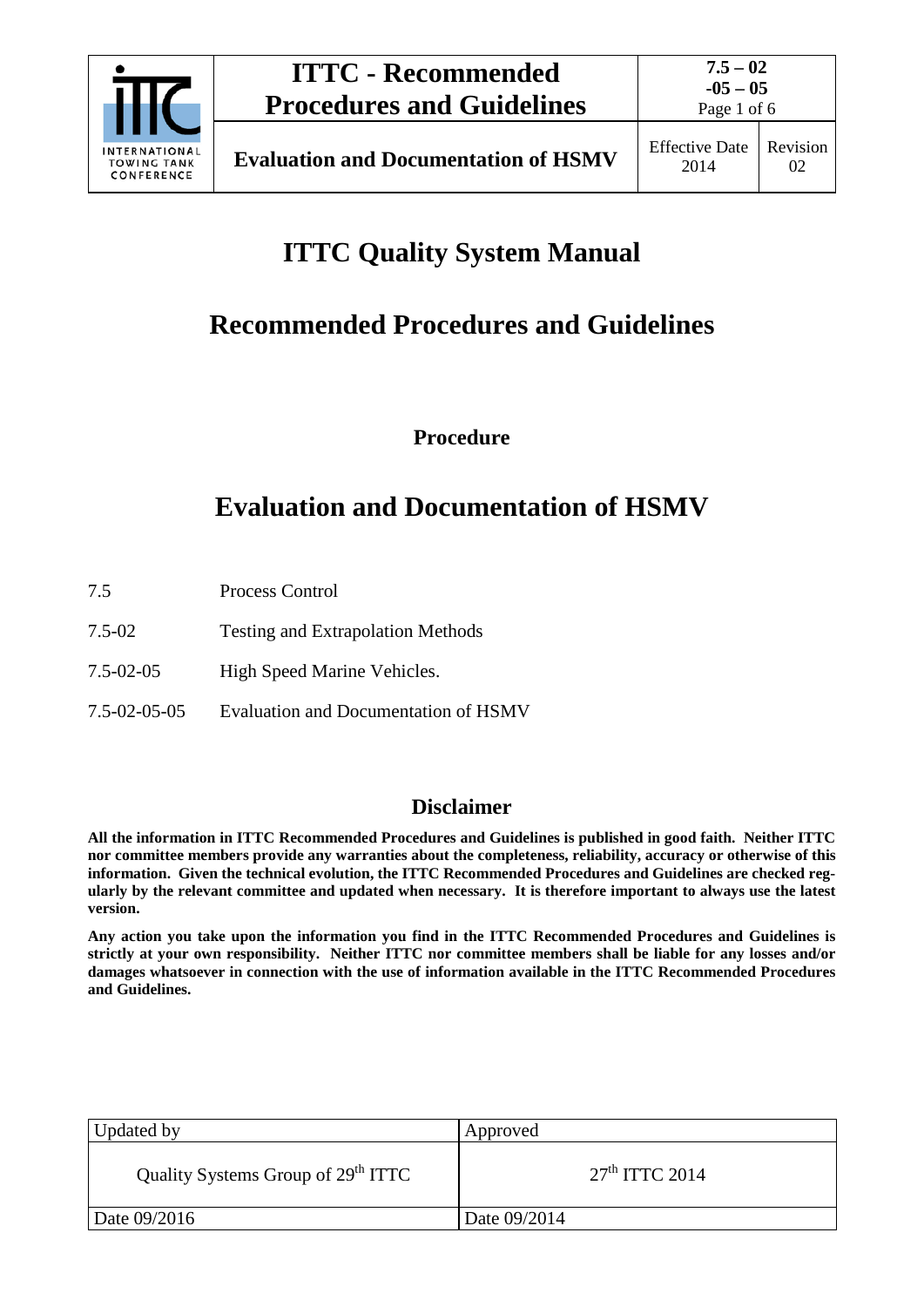# ITTC Quality System Manual

## Recommended Procedures and Guidelines

### Procedure

## Evaluation and Documentation of HSMV

| | |
|---|---|
| 7.5 | Process Control |
| 7.5-02 | Testing and Extrapolation Methods |
| 7.5-02-05 | High Speed Marine Vehicles. |
| 7.5-02-05-05 | Evaluation and Documentation of HSMV |

### Disclaimer

**All the information in ITTC Recommended Procedures and Guidelines is published in good faith. Neither ITTC nor committee members provide any warranties about the completeness, reliability, accuracy or otherwise of this information. Given the technical evolution, the ITTC Recommended Procedures and Guidelines are checked regularly by the relevant committee and updated when necessary. It is therefore important to always use the latest version.**

**Any action you take upon the information you find in the ITTC Recommended Procedures and Guidelines is strictly at your own responsibility. Neither ITTC nor committee members shall be liable for any losses and/or damages whatsoever in connection with the use of information available in the ITTC Recommended Procedures and Guidelines.**

| Updated by | Approved |
|---|---|
| Quality Systems Group of 29th ITTC | 27th ITTC 2014 |
| Date 09/2016 | Date 09/2014 |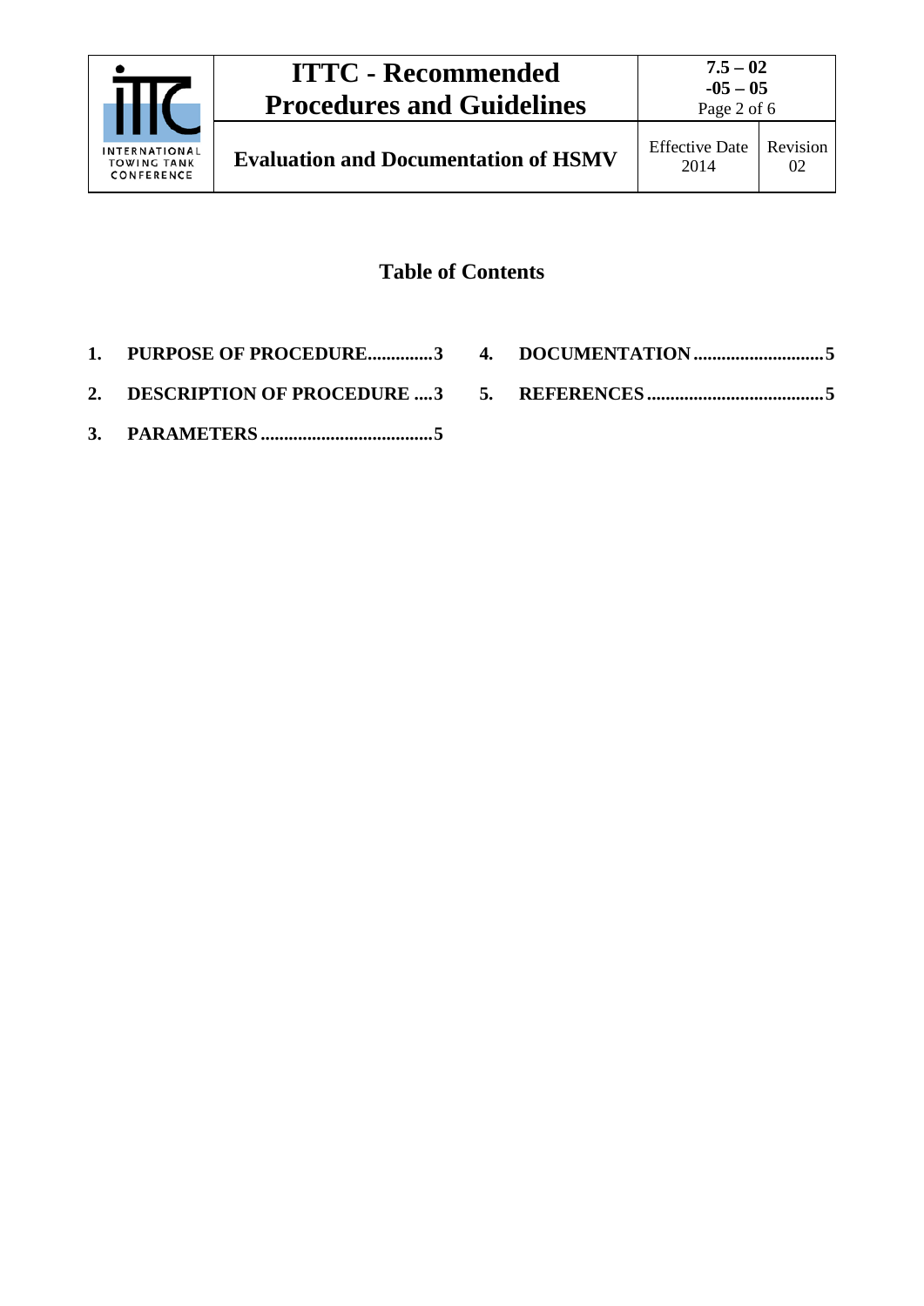## Table of Contents

**1. PURPOSE OF PROCEDURE.............3**

**2. DESCRIPTION OF PROCEDURE ....3**

**3. PARAMETERS .....................................5**

**4. DOCUMENTATION ............................5**

**5. REFERENCES ......................................5**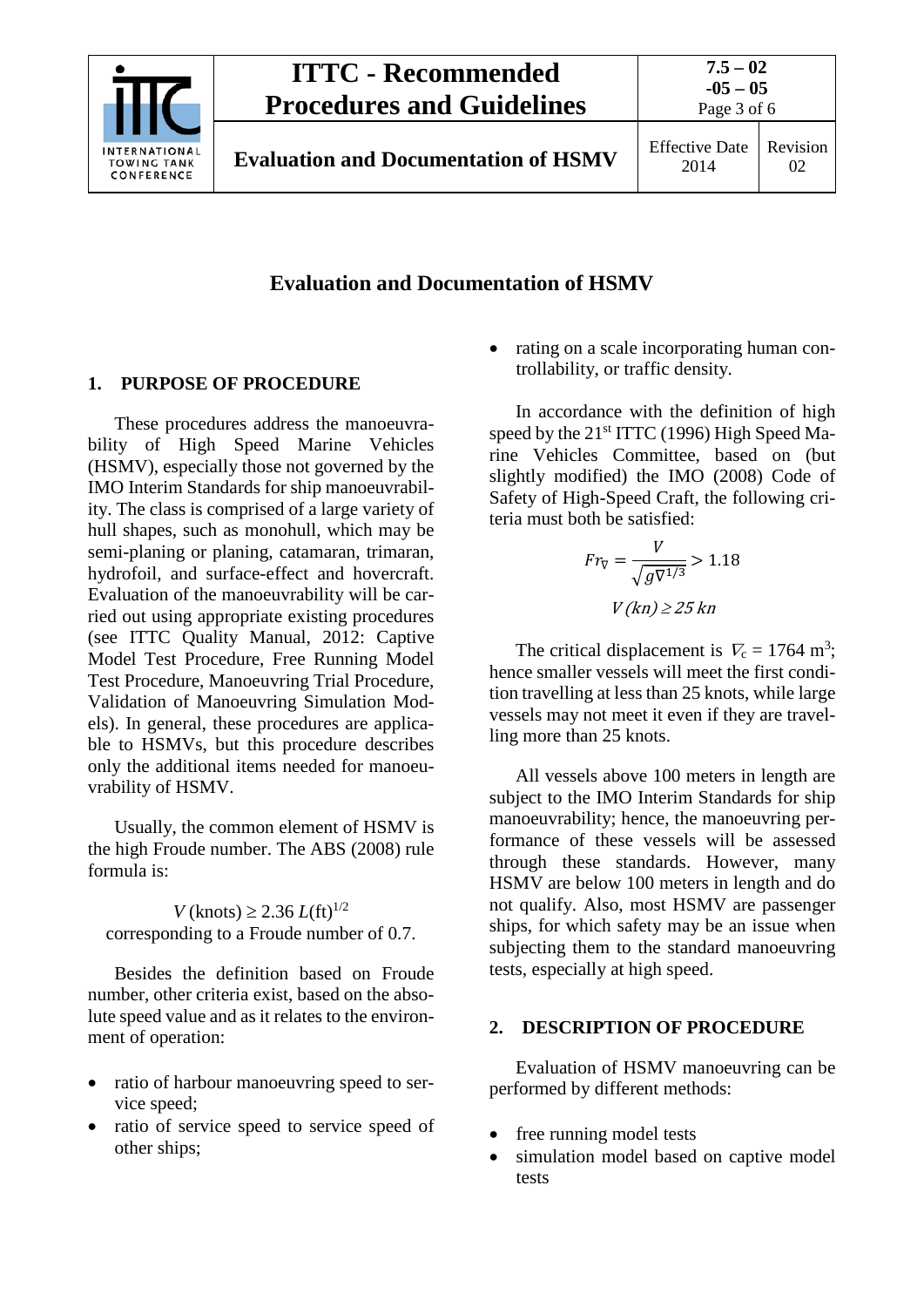# Evaluation and Documentation of HSMV

## 1. PURPOSE OF PROCEDURE

These procedures address the manoeuvrability of High Speed Marine Vehicles (HSMV), especially those not governed by the IMO Interim Standards for ship manoeuvrability. The class is comprised of a large variety of hull shapes, such as monohull, which may be semi-planing or planing, catamaran, trimaran, hydrofoil, and surface-effect and hovercraft. Evaluation of the manoeuvrability will be carried out using appropriate existing procedures (see ITTC Quality Manual, 2012: Captive Model Test Procedure, Free Running Model Test Procedure, Manoeuvring Trial Procedure, Validation of Manoeuvring Simulation Models). In general, these procedures are applicable to HSMVs, but this procedure describes only the additional items needed for manoeuvrability of HSMV.

Usually, the common element of HSMV is the high Froude number. The ABS (2008) rule formula is:

$$V\,(\text{knots}) \geq 2.36\, L(\text{ft})^{1/2}$$

corresponding to a Froude number of 0.7.

Besides the definition based on Froude number, other criteria exist, based on the absolute speed value and as it relates to the environment of operation:

- ratio of harbour manoeuvring speed to service speed;
- ratio of service speed to service speed of other ships;
- rating on a scale incorporating human controllability, or traffic density.

In accordance with the definition of high speed by the 21st ITTC (1996) High Speed Marine Vehicles Committee, based on (but slightly modified) the IMO (2008) Code of Safety of High-Speed Craft, the following criteria must both be satisfied:

$$Fr_{\nabla} = \frac{V}{\sqrt{g\nabla^{1/3}}} > 1.18$$

$$V\,(kn) \geq 25\ kn$$

The critical displacement is $\nabla_c$ = 1764 m$^3$; hence smaller vessels will meet the first condition travelling at less than 25 knots, while large vessels may not meet it even if they are travelling more than 25 knots.

All vessels above 100 meters in length are subject to the IMO Interim Standards for ship manoeuvrability; hence, the manoeuvring performance of these vessels will be assessed through these standards. However, many HSMV are below 100 meters in length and do not qualify. Also, most HSMV are passenger ships, for which safety may be an issue when subjecting them to the standard manoeuvring tests, especially at high speed.

## 2. DESCRIPTION OF PROCEDURE

Evaluation of HSMV manoeuvring can be performed by different methods:

- free running model tests
- simulation model based on captive model tests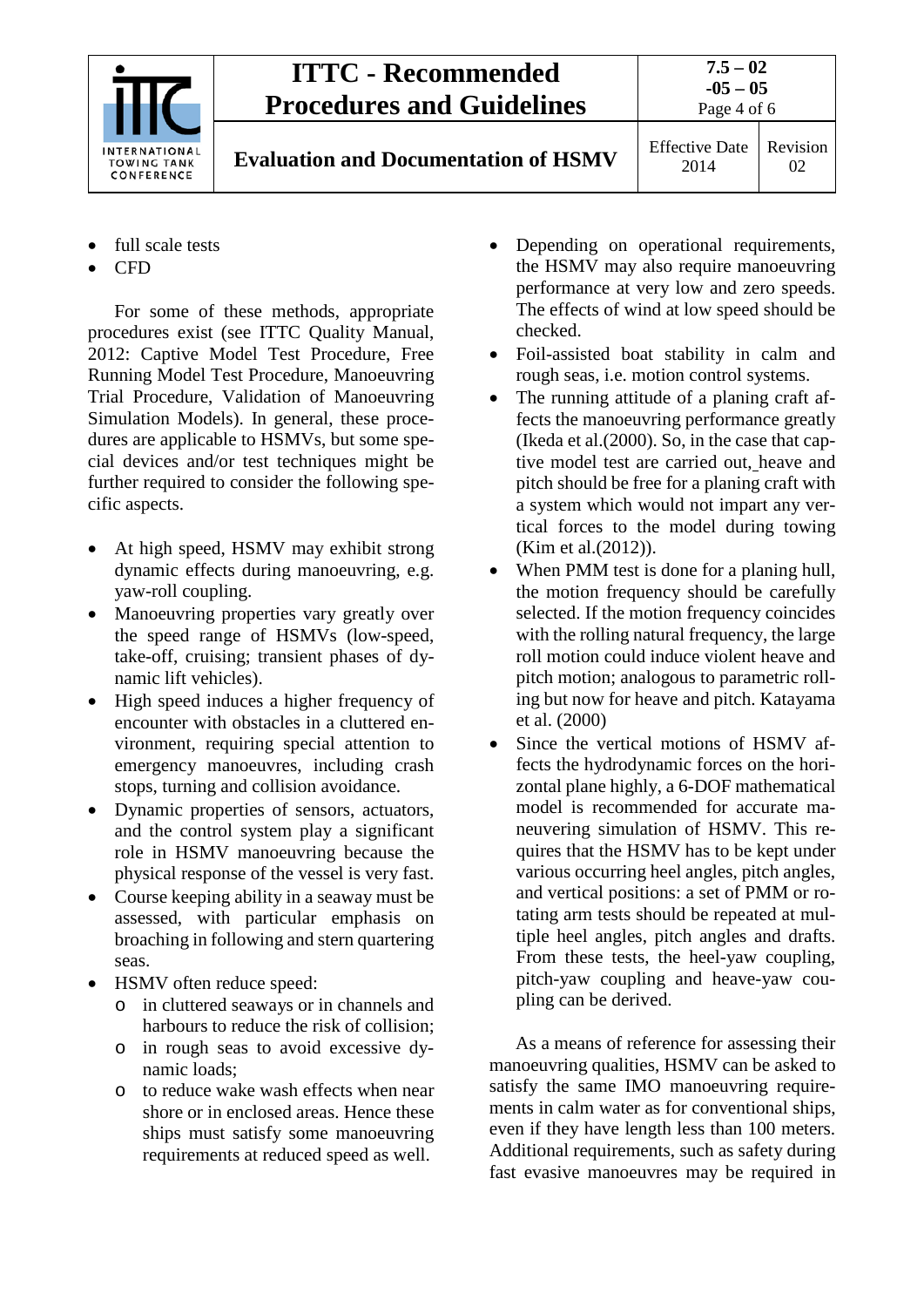- full scale tests
- CFD

For some of these methods, appropriate procedures exist (see ITTC Quality Manual, 2012: Captive Model Test Procedure, Free Running Model Test Procedure, Manoeuvring Trial Procedure, Validation of Manoeuvring Simulation Models). In general, these procedures are applicable to HSMVs, but some special devices and/or test techniques might be further required to consider the following specific aspects.

- At high speed, HSMV may exhibit strong dynamic effects during manoeuvring, e.g. yaw-roll coupling.
- Manoeuvring properties vary greatly over the speed range of HSMVs (low-speed, take-off, cruising; transient phases of dynamic lift vehicles).
- High speed induces a higher frequency of encounter with obstacles in a cluttered environment, requiring special attention to emergency manoeuvres, including crash stops, turning and collision avoidance.
- Dynamic properties of sensors, actuators, and the control system play a significant role in HSMV manoeuvring because the physical response of the vessel is very fast.
- Course keeping ability in a seaway must be assessed, with particular emphasis on broaching in following and stern quartering seas.
- HSMV often reduce speed:
  - in cluttered seaways or in channels and harbours to reduce the risk of collision;
  - in rough seas to avoid excessive dynamic loads;
  - to reduce wake wash effects when near shore or in enclosed areas. Hence these ships must satisfy some manoeuvring requirements at reduced speed as well.
- Depending on operational requirements, the HSMV may also require manoeuvring performance at very low and zero speeds. The effects of wind at low speed should be checked.
- Foil-assisted boat stability in calm and rough seas, i.e. motion control systems.
- The running attitude of a planing craft affects the manoeuvring performance greatly (Ikeda et al.(2000). So, in the case that captive model test are carried out, heave and pitch should be free for a planing craft with a system which would not impart any vertical forces to the model during towing (Kim et al.(2012)).
- When PMM test is done for a planing hull, the motion frequency should be carefully selected. If the motion frequency coincides with the rolling natural frequency, the large roll motion could induce violent heave and pitch motion; analogous to parametric rolling but now for heave and pitch. Katayama et al. (2000)
- Since the vertical motions of HSMV affects the hydrodynamic forces on the horizontal plane highly, a 6-DOF mathematical model is recommended for accurate maneuvering simulation of HSMV. This requires that the HSMV has to be kept under various occurring heel angles, pitch angles, and vertical positions: a set of PMM or rotating arm tests should be repeated at multiple heel angles, pitch angles and drafts. From these tests, the heel-yaw coupling, pitch-yaw coupling and heave-yaw coupling can be derived.

As a means of reference for assessing their manoeuvring qualities, HSMV can be asked to satisfy the same IMO manoeuvring requirements in calm water as for conventional ships, even if they have length less than 100 meters. Additional requirements, such as safety during fast evasive manoeuvres may be required in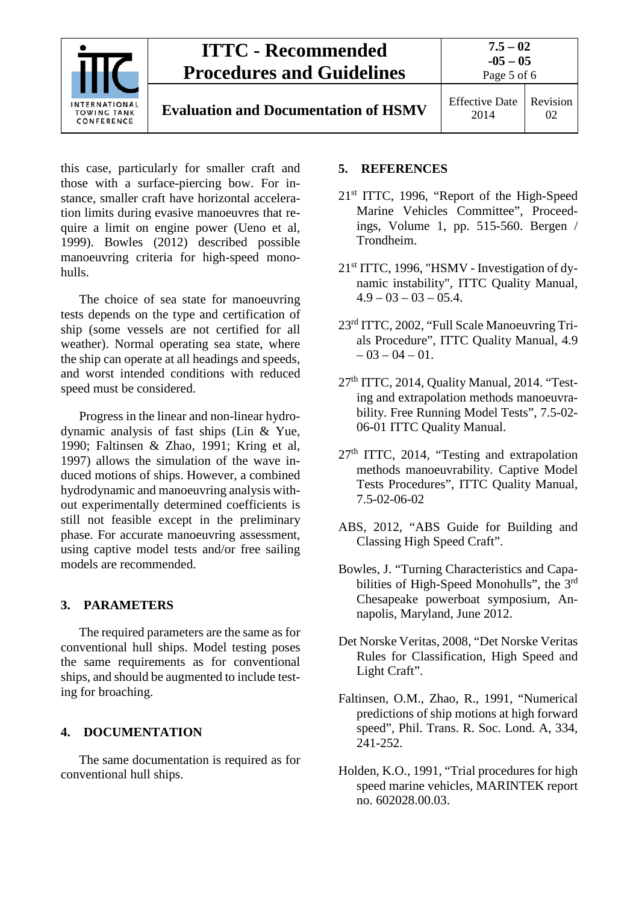this case, particularly for smaller craft and those with a surface-piercing bow. For instance, smaller craft have horizontal acceleration limits during evasive manoeuvres that require a limit on engine power (Ueno et al, 1999). Bowles (2012) described possible manoeuvring criteria for high-speed monohulls.

The choice of sea state for manoeuvring tests depends on the type and certification of ship (some vessels are not certified for all weather). Normal operating sea state, where the ship can operate at all headings and speeds, and worst intended conditions with reduced speed must be considered.

Progress in the linear and non-linear hydrodynamic analysis of fast ships (Lin & Yue, 1990; Faltinsen & Zhao, 1991; Kring et al, 1997) allows the simulation of the wave induced motions of ships. However, a combined hydrodynamic and manoeuvring analysis without experimentally determined coefficients is still not feasible except in the preliminary phase. For accurate manoeuvring assessment, using captive model tests and/or free sailing models are recommended.

## 3. PARAMETERS

The required parameters are the same as for conventional hull ships. Model testing poses the same requirements as for conventional ships, and should be augmented to include testing for broaching.

## 4. DOCUMENTATION

The same documentation is required as for conventional hull ships.

## 5. REFERENCES

21st ITTC, 1996, "Report of the High-Speed Marine Vehicles Committee", Proceedings, Volume 1, pp. 515-560. Bergen / Trondheim.

21st ITTC, 1996, "HSMV - Investigation of dynamic instability", ITTC Quality Manual, 4.9 – 03 – 03 – 05.4.

23rd ITTC, 2002, "Full Scale Manoeuvring Trials Procedure", ITTC Quality Manual, 4.9 – 03 – 04 – 01.

27th ITTC, 2014, Quality Manual, 2014. "Testing and extrapolation methods manoeuvrability. Free Running Model Tests", 7.5-02-06-01 ITTC Quality Manual.

27th ITTC, 2014, "Testing and extrapolation methods manoeuvrability. Captive Model Tests Procedures", ITTC Quality Manual, 7.5-02-06-02

ABS, 2012, "ABS Guide for Building and Classing High Speed Craft".

Bowles, J. "Turning Characteristics and Capabilities of High-Speed Monohulls", the 3rd Chesapeake powerboat symposium, Annapolis, Maryland, June 2012.

Det Norske Veritas, 2008, "Det Norske Veritas Rules for Classification, High Speed and Light Craft".

Faltinsen, O.M., Zhao, R., 1991, "Numerical predictions of ship motions at high forward speed", Phil. Trans. R. Soc. Lond. A, 334, 241-252.

Holden, K.O., 1991, "Trial procedures for high speed marine vehicles, MARINTEK report no. 602028.00.03.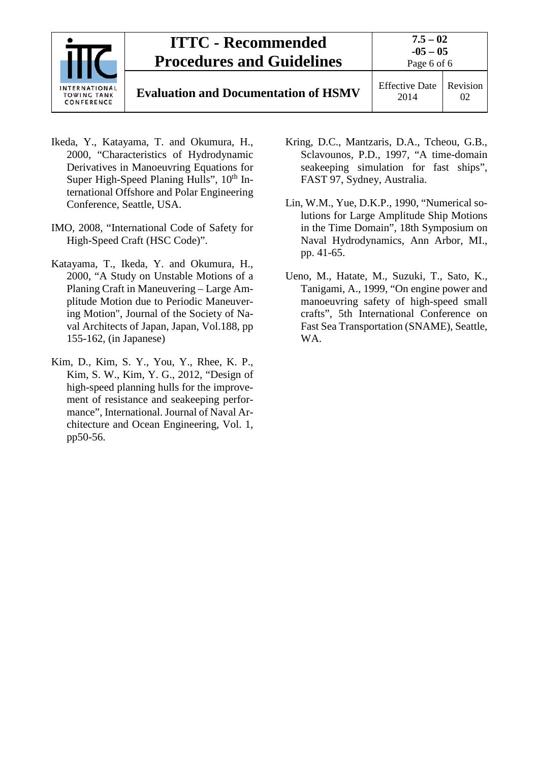Ikeda, Y., Katayama, T. and Okumura, H., 2000, "Characteristics of Hydrodynamic Derivatives in Manoeuvring Equations for Super High-Speed Planing Hulls", 10th International Offshore and Polar Engineering Conference, Seattle, USA.

IMO, 2008, "International Code of Safety for High-Speed Craft (HSC Code)".

Katayama, T., Ikeda, Y. and Okumura, H., 2000, "A Study on Unstable Motions of a Planing Craft in Maneuvering – Large Amplitude Motion due to Periodic Maneuvering Motion", Journal of the Society of Naval Architects of Japan, Japan, Vol.188, pp 155-162, (in Japanese)

Kim, D., Kim, S. Y., You, Y., Rhee, K. P., Kim, S. W., Kim, Y. G., 2012, "Design of high-speed planning hulls for the improvement of resistance and seakeeping performance", International. Journal of Naval Architecture and Ocean Engineering, Vol. 1, pp50-56.

Kring, D.C., Mantzaris, D.A., Tcheou, G.B., Sclavounos, P.D., 1997, "A time-domain seakeeping simulation for fast ships", FAST 97, Sydney, Australia.

Lin, W.M., Yue, D.K.P., 1990, "Numerical solutions for Large Amplitude Ship Motions in the Time Domain", 18th Symposium on Naval Hydrodynamics, Ann Arbor, MI., pp. 41-65.

Ueno, M., Hatate, M., Suzuki, T., Sato, K., Tanigami, A., 1999, "On engine power and manoeuvring safety of high-speed small crafts", 5th International Conference on Fast Sea Transportation (SNAME), Seattle, WA.